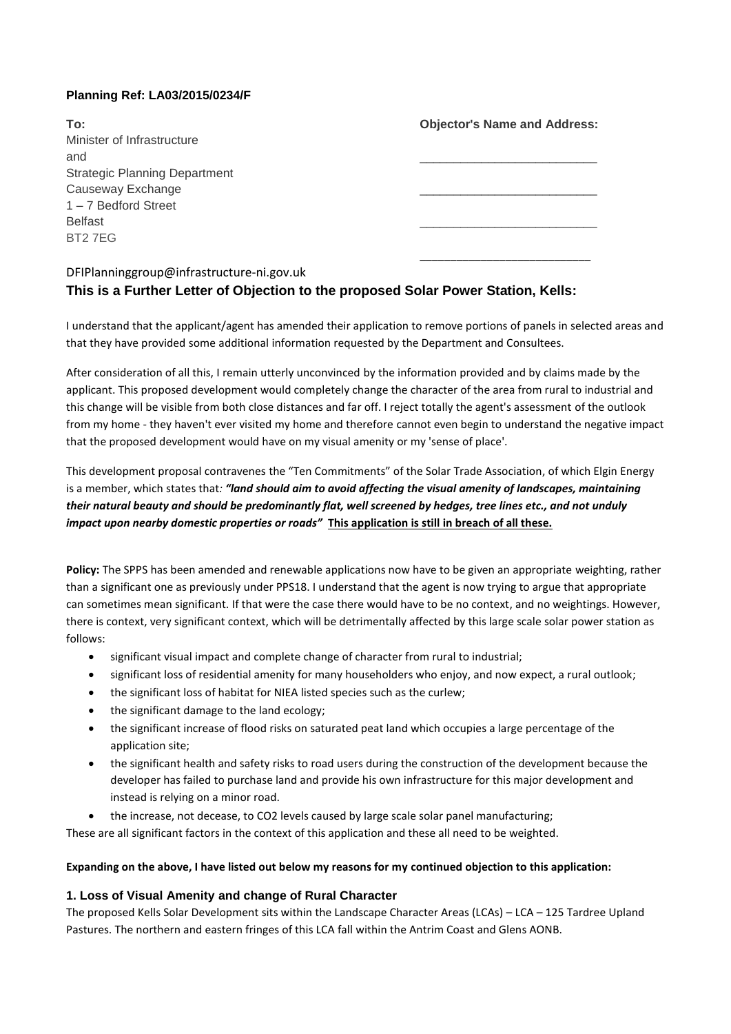**Planning Ref: LA03/2015/0234/F**

**To:**
Minister of Infrastructure
and
Strategic Planning Department
Causeway Exchange
1 – 7 Bedford Street
Belfast
BT2 7EG

**Objector's Name and Address:**

\_\_\_\_\_\_\_\_\_\_\_\_\_\_\_\_\_\_\_\_\_\_\_\_\_\_

\_\_\_\_\_\_\_\_\_\_\_\_\_\_\_\_\_\_\_\_\_\_\_\_\_\_

\_\_\_\_\_\_\_\_\_\_\_\_\_\_\_\_\_\_\_\_\_\_\_\_\_\_

\_\_\_\_\_\_\_\_\_\_\_\_\_\_\_\_\_\_\_\_\_\_\_\_\_\_

DFIPlanninggroup@infrastructure-ni.gov.uk

## This is a Further Letter of Objection to the proposed Solar Power Station, Kells:

I understand that the applicant/agent has amended their application to remove portions of panels in selected areas and that they have provided some additional information requested by the Department and Consultees.

After consideration of all this, I remain utterly unconvinced by the information provided and by claims made by the applicant. This proposed development would completely change the character of the area from rural to industrial and this change will be visible from both close distances and far off. I reject totally the agent's assessment of the outlook from my home - they haven't ever visited my home and therefore cannot even begin to understand the negative impact that the proposed development would have on my visual amenity or my 'sense of place'.

This development proposal contravenes the "Ten Commitments" of the Solar Trade Association, of which Elgin Energy is a member, which states that: ***"land should aim to avoid affecting the visual amenity of landscapes, maintaining their natural beauty and should be predominantly flat, well screened by hedges, tree lines etc., and not unduly impact upon nearby domestic properties or roads"*** **<u>This application is still in breach of all these.</u>**

**Policy:** The SPPS has been amended and renewable applications now have to be given an appropriate weighting, rather than a significant one as previously under PPS18. I understand that the agent is now trying to argue that appropriate can sometimes mean significant. If that were the case there would have to be no context, and no weightings. However, there is context, very significant context, which will be detrimentally affected by this large scale solar power station as follows:

- significant visual impact and complete change of character from rural to industrial;
- significant loss of residential amenity for many householders who enjoy, and now expect, a rural outlook;
- the significant loss of habitat for NIEA listed species such as the curlew;
- the significant damage to the land ecology;
- the significant increase of flood risks on saturated peat land which occupies a large percentage of the application site;
- the significant health and safety risks to road users during the construction of the development because the developer has failed to purchase land and provide his own infrastructure for this major development and instead is relying on a minor road.
- the increase, not decease, to $CO_2$ levels caused by large scale solar panel manufacturing;

These are all significant factors in the context of this application and these all need to be weighted.

**Expanding on the above, I have listed out below my reasons for my continued objection to this application:**

### 1. Loss of Visual Amenity and change of Rural Character

The proposed Kells Solar Development sits within the Landscape Character Areas (LCAs) – LCA – 125 Tardree Upland Pastures. The northern and eastern fringes of this LCA fall within the Antrim Coast and Glens AONB.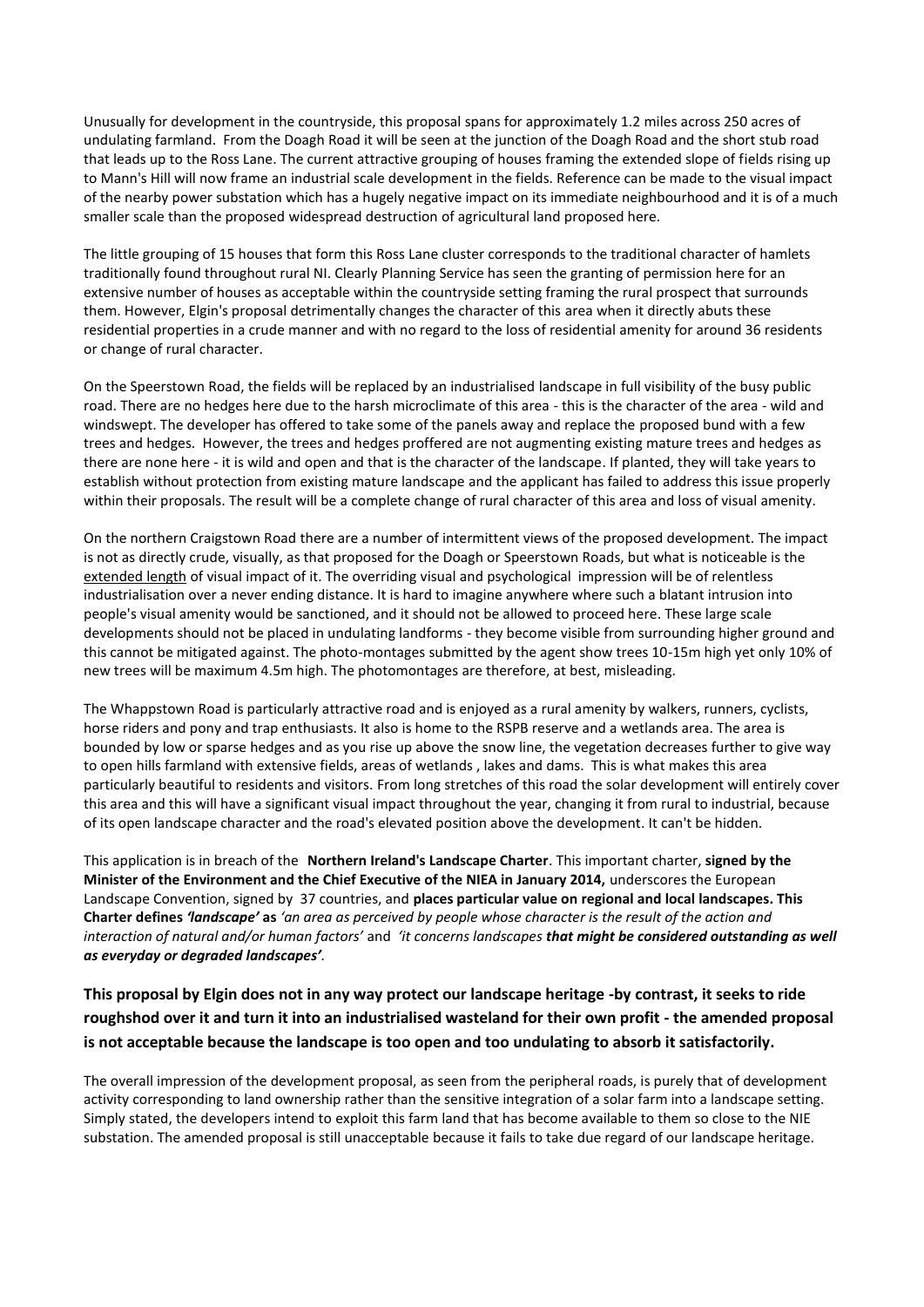Unusually for development in the countryside, this proposal spans for approximately 1.2 miles across 250 acres of undulating farmland. From the Doagh Road it will be seen at the junction of the Doagh Road and the short stub road that leads up to the Ross Lane. The current attractive grouping of houses framing the extended slope of fields rising up to Mann's Hill will now frame an industrial scale development in the fields. Reference can be made to the visual impact of the nearby power substation which has a hugely negative impact on its immediate neighbourhood and it is of a much smaller scale than the proposed widespread destruction of agricultural land proposed here.

The little grouping of 15 houses that form this Ross Lane cluster corresponds to the traditional character of hamlets traditionally found throughout rural NI. Clearly Planning Service has seen the granting of permission here for an extensive number of houses as acceptable within the countryside setting framing the rural prospect that surrounds them. However, Elgin's proposal detrimentally changes the character of this area when it directly abuts these residential properties in a crude manner and with no regard to the loss of residential amenity for around 36 residents or change of rural character.

On the Speerstown Road, the fields will be replaced by an industrialised landscape in full visibility of the busy public road. There are no hedges here due to the harsh microclimate of this area - this is the character of the area - wild and windswept. The developer has offered to take some of the panels away and replace the proposed bund with a few trees and hedges. However, the trees and hedges proffered are not augmenting existing mature trees and hedges as there are none here - it is wild and open and that is the character of the landscape. If planted, they will take years to establish without protection from existing mature landscape and the applicant has failed to address this issue properly within their proposals. The result will be a complete change of rural character of this area and loss of visual amenity.

On the northern Craigstown Road there are a number of intermittent views of the proposed development. The impact is not as directly crude, visually, as that proposed for the Doagh or Speerstown Roads, but what is noticeable is the extended length of visual impact of it. The overriding visual and psychological impression will be of relentless industrialisation over a never ending distance. It is hard to imagine anywhere where such a blatant intrusion into people's visual amenity would be sanctioned, and it should not be allowed to proceed here. These large scale developments should not be placed in undulating landforms - they become visible from surrounding higher ground and this cannot be mitigated against. The photo-montages submitted by the agent show trees 10-15m high yet only 10% of new trees will be maximum 4.5m high. The photomontages are therefore, at best, misleading.

The Whappstown Road is particularly attractive road and is enjoyed as a rural amenity by walkers, runners, cyclists, horse riders and pony and trap enthusiasts. It also is home to the RSPB reserve and a wetlands area. The area is bounded by low or sparse hedges and as you rise up above the snow line, the vegetation decreases further to give way to open hills farmland with extensive fields, areas of wetlands , lakes and dams. This is what makes this area particularly beautiful to residents and visitors. From long stretches of this road the solar development will entirely cover this area and this will have a significant visual impact throughout the year, changing it from rural to industrial, because of its open landscape character and the road's elevated position above the development. It can't be hidden.

This application is in breach of the **Northern Ireland's Landscape Charter**. This important charter, **signed by the Minister of the Environment and the Chief Executive of the NIEA in January 2014,** underscores the European Landscape Convention, signed by 37 countries, and **places particular value on regional and local landscapes. This Charter defines *'landscape'* as** *'an area as perceived by people whose character is the result of the action and interaction of natural and/or human factors'* and *'it concerns landscapes **that might be considered outstanding as well as everyday or degraded landscapes'**.*

**This proposal by Elgin does not in any way protect our landscape heritage -by contrast, it seeks to ride roughshod over it and turn it into an industrialised wasteland for their own profit - the amended proposal is not acceptable because the landscape is too open and too undulating to absorb it satisfactorily.**

The overall impression of the development proposal, as seen from the peripheral roads, is purely that of development activity corresponding to land ownership rather than the sensitive integration of a solar farm into a landscape setting. Simply stated, the developers intend to exploit this farm land that has become available to them so close to the NIE substation. The amended proposal is still unacceptable because it fails to take due regard of our landscape heritage.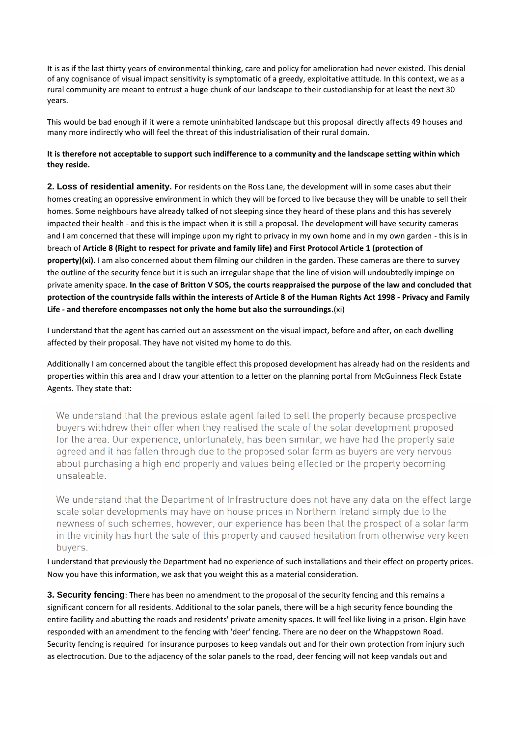It is as if the last thirty years of environmental thinking, care and policy for amelioration had never existed. This denial of any cognisance of visual impact sensitivity is symptomatic of a greedy, exploitative attitude. In this context, we as a rural community are meant to entrust a huge chunk of our landscape to their custodianship for at least the next 30 years.

This would be bad enough if it were a remote uninhabited landscape but this proposal directly affects 49 houses and many more indirectly who will feel the threat of this industrialisation of their rural domain.

**It is therefore not acceptable to support such indifference to a community and the landscape setting within which they reside.**

**2. Loss of residential amenity.** For residents on the Ross Lane, the development will in some cases abut their homes creating an oppressive environment in which they will be forced to live because they will be unable to sell their homes. Some neighbours have already talked of not sleeping since they heard of these plans and this has severely impacted their health - and this is the impact when it is still a proposal. The development will have security cameras and I am concerned that these will impinge upon my right to privacy in my own home and in my own garden - this is in breach of **Article 8 (Right to respect for private and family life) and First Protocol Article 1 (protection of property)(xi)**. I am also concerned about them filming our children in the garden. These cameras are there to survey the outline of the security fence but it is such an irregular shape that the line of vision will undoubtedly impinge on private amenity space. **In the case of Britton V SOS, the courts reappraised the purpose of the law and concluded that protection of the countryside falls within the interests of Article 8 of the Human Rights Act 1998 - Privacy and Family Life - and therefore encompasses not only the home but also the surroundings**.(xi)

I understand that the agent has carried out an assessment on the visual impact, before and after, on each dwelling affected by their proposal. They have not visited my home to do this.

Additionally I am concerned about the tangible effect this proposed development has already had on the residents and properties within this area and I draw your attention to a letter on the planning portal from McGuinness Fleck Estate Agents. They state that:

> We understand that the previous estate agent failed to sell the property because prospective buyers withdrew their offer when they realised the scale of the solar development proposed for the area. Our experience, unfortunately, has been similar, we have had the property sale agreed and it has fallen through due to the proposed solar farm as buyers are very nervous about purchasing a high end property and values being effected or the property becoming unsaleable.
>
> We understand that the Department of Infrastructure does not have any data on the effect large scale solar developments may have on house prices in Northern Ireland simply due to the newness of such schemes, however, our experience has been that the prospect of a solar farm in the vicinity has hurt the sale of this property and caused hesitation from otherwise very keen buyers.

I understand that previously the Department had no experience of such installations and their effect on property prices. Now you have this information, we ask that you weight this as a material consideration.

**3. Security fencing**: There has been no amendment to the proposal of the security fencing and this remains a significant concern for all residents. Additional to the solar panels, there will be a high security fence bounding the entire facility and abutting the roads and residents' private amenity spaces. It will feel like living in a prison. Elgin have responded with an amendment to the fencing with 'deer' fencing. There are no deer on the Whappstown Road. Security fencing is required for insurance purposes to keep vandals out and for their own protection from injury such as electrocution. Due to the adjacency of the solar panels to the road, deer fencing will not keep vandals out and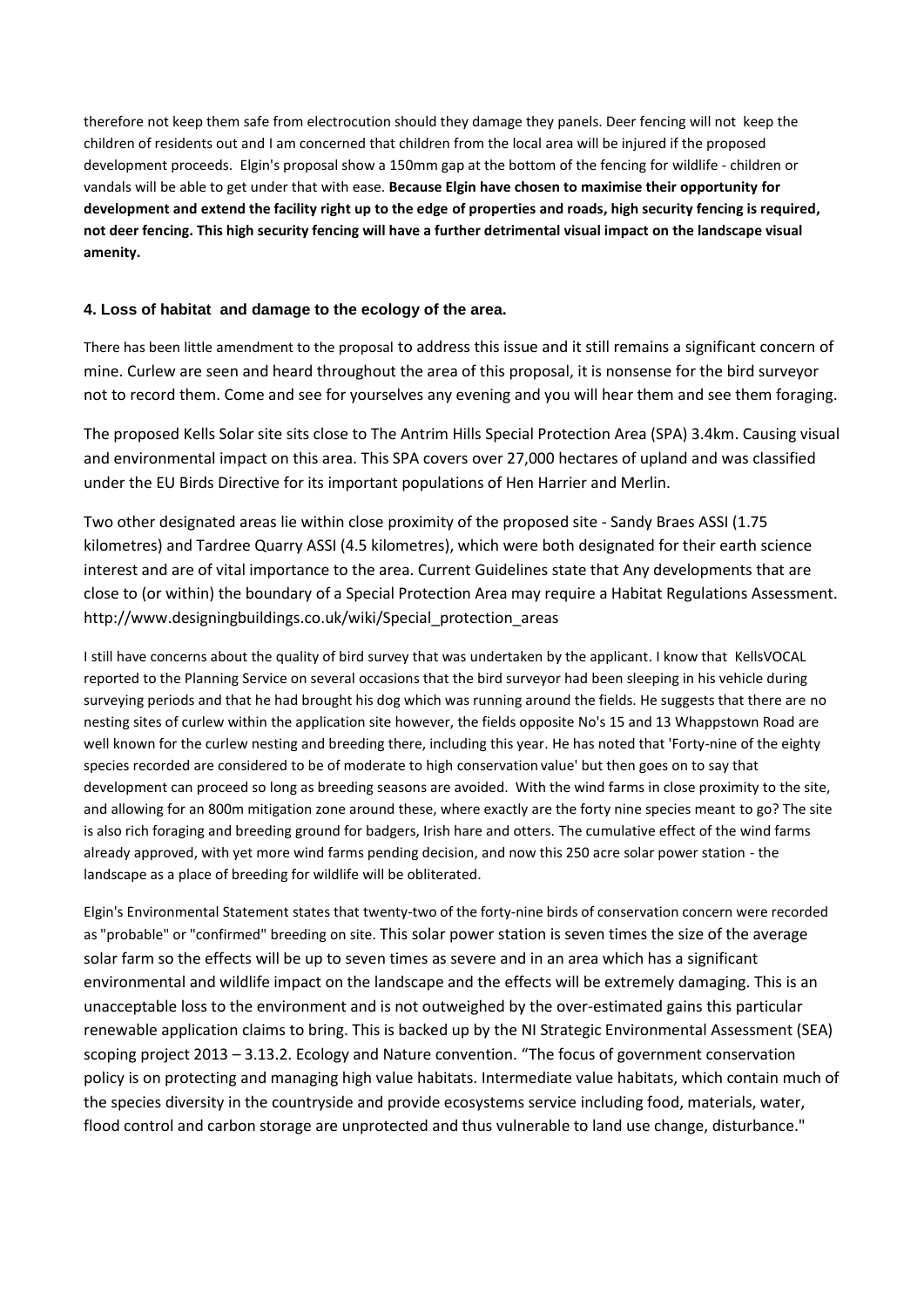therefore not keep them safe from electrocution should they damage they panels. Deer fencing will not keep the children of residents out and I am concerned that children from the local area will be injured if the proposed development proceeds. Elgin's proposal show a 150mm gap at the bottom of the fencing for wildlife - children or vandals will be able to get under that with ease. **Because Elgin have chosen to maximise their opportunity for development and extend the facility right up to the edge of properties and roads, high security fencing is required, not deer fencing. This high security fencing will have a further detrimental visual impact on the landscape visual amenity.**

### 4. Loss of habitat and damage to the ecology of the area.

There has been little amendment to the proposal to address this issue and it still remains a significant concern of mine. Curlew are seen and heard throughout the area of this proposal, it is nonsense for the bird surveyor not to record them. Come and see for yourselves any evening and you will hear them and see them foraging.

The proposed Kells Solar site sits close to The Antrim Hills Special Protection Area (SPA) 3.4km. Causing visual and environmental impact on this area. This SPA covers over 27,000 hectares of upland and was classified under the EU Birds Directive for its important populations of Hen Harrier and Merlin.

Two other designated areas lie within close proximity of the proposed site - Sandy Braes ASSI (1.75 kilometres) and Tardree Quarry ASSI (4.5 kilometres), which were both designated for their earth science interest and are of vital importance to the area. Current Guidelines state that Any developments that are close to (or within) the boundary of a Special Protection Area may require a Habitat Regulations Assessment. http://www.designingbuildings.co.uk/wiki/Special_protection_areas

I still have concerns about the quality of bird survey that was undertaken by the applicant. I know that KellsVOCAL reported to the Planning Service on several occasions that the bird surveyor had been sleeping in his vehicle during surveying periods and that he had brought his dog which was running around the fields. He suggests that there are no nesting sites of curlew within the application site however, the fields opposite No's 15 and 13 Whappstown Road are well known for the curlew nesting and breeding there, including this year. He has noted that 'Forty-nine of the eighty species recorded are considered to be of moderate to high conservation value' but then goes on to say that development can proceed so long as breeding seasons are avoided. With the wind farms in close proximity to the site, and allowing for an 800m mitigation zone around these, where exactly are the forty nine species meant to go? The site is also rich foraging and breeding ground for badgers, Irish hare and otters. The cumulative effect of the wind farms already approved, with yet more wind farms pending decision, and now this 250 acre solar power station - the landscape as a place of breeding for wildlife will be obliterated.

Elgin's Environmental Statement states that twenty-two of the forty-nine birds of conservation concern were recorded as "probable" or "confirmed" breeding on site. This solar power station is seven times the size of the average solar farm so the effects will be up to seven times as severe and in an area which has a significant environmental and wildlife impact on the landscape and the effects will be extremely damaging. This is an unacceptable loss to the environment and is not outweighed by the over-estimated gains this particular renewable application claims to bring. This is backed up by the NI Strategic Environmental Assessment (SEA) scoping project 2013 – 3.13.2. Ecology and Nature convention. "The focus of government conservation policy is on protecting and managing high value habitats. Intermediate value habitats, which contain much of the species diversity in the countryside and provide ecosystems service including food, materials, water, flood control and carbon storage are unprotected and thus vulnerable to land use change, disturbance."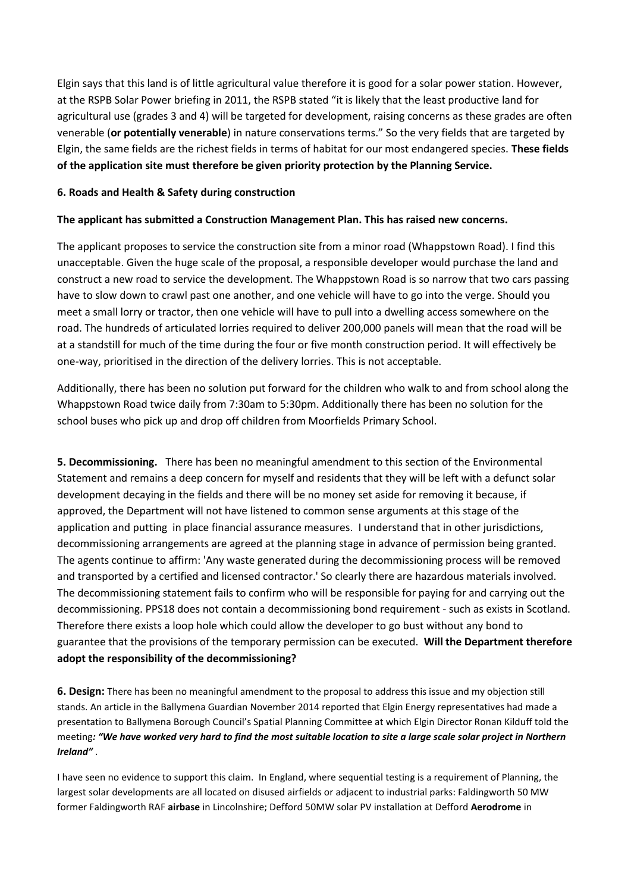Elgin says that this land is of little agricultural value therefore it is good for a solar power station. However, at the RSPB Solar Power briefing in 2011, the RSPB stated "it is likely that the least productive land for agricultural use (grades 3 and 4) will be targeted for development, raising concerns as these grades are often venerable (**or potentially venerable**) in nature conservations terms." So the very fields that are targeted by Elgin, the same fields are the richest fields in terms of habitat for our most endangered species. **These fields of the application site must therefore be given priority protection by the Planning Service.**

**6. Roads and Health & Safety during construction**

**The applicant has submitted a Construction Management Plan. This has raised new concerns.**

The applicant proposes to service the construction site from a minor road (Whappstown Road). I find this unacceptable. Given the huge scale of the proposal, a responsible developer would purchase the land and construct a new road to service the development. The Whappstown Road is so narrow that two cars passing have to slow down to crawl past one another, and one vehicle will have to go into the verge. Should you meet a small lorry or tractor, then one vehicle will have to pull into a dwelling access somewhere on the road. The hundreds of articulated lorries required to deliver 200,000 panels will mean that the road will be at a standstill for much of the time during the four or five month construction period. It will effectively be one-way, prioritised in the direction of the delivery lorries. This is not acceptable.

Additionally, there has been no solution put forward for the children who walk to and from school along the Whappstown Road twice daily from 7:30am to 5:30pm. Additionally there has been no solution for the school buses who pick up and drop off children from Moorfields Primary School.

**5. Decommissioning.** There has been no meaningful amendment to this section of the Environmental Statement and remains a deep concern for myself and residents that they will be left with a defunct solar development decaying in the fields and there will be no money set aside for removing it because, if approved, the Department will not have listened to common sense arguments at this stage of the application and putting in place financial assurance measures. I understand that in other jurisdictions, decommissioning arrangements are agreed at the planning stage in advance of permission being granted. The agents continue to affirm: 'Any waste generated during the decommissioning process will be removed and transported by a certified and licensed contractor.' So clearly there are hazardous materials involved. The decommissioning statement fails to confirm who will be responsible for paying for and carrying out the decommissioning. PPS18 does not contain a decommissioning bond requirement - such as exists in Scotland. Therefore there exists a loop hole which could allow the developer to go bust without any bond to guarantee that the provisions of the temporary permission can be executed. **Will the Department therefore adopt the responsibility of the decommissioning?**

**6. Design:** There has been no meaningful amendment to the proposal to address this issue and my objection still stands. An article in the Ballymena Guardian November 2014 reported that Elgin Energy representatives had made a presentation to Ballymena Borough Council's Spatial Planning Committee at which Elgin Director Ronan Kilduff told the meeting***: "We have worked very hard to find the most suitable location to site a large scale solar project in Northern Ireland"*** .

I have seen no evidence to support this claim. In England, where sequential testing is a requirement of Planning, the largest solar developments are all located on disused airfields or adjacent to industrial parks: Faldingworth 50 MW former Faldingworth RAF **airbase** in Lincolnshire; Defford 50MW solar PV installation at Defford **Aerodrome** in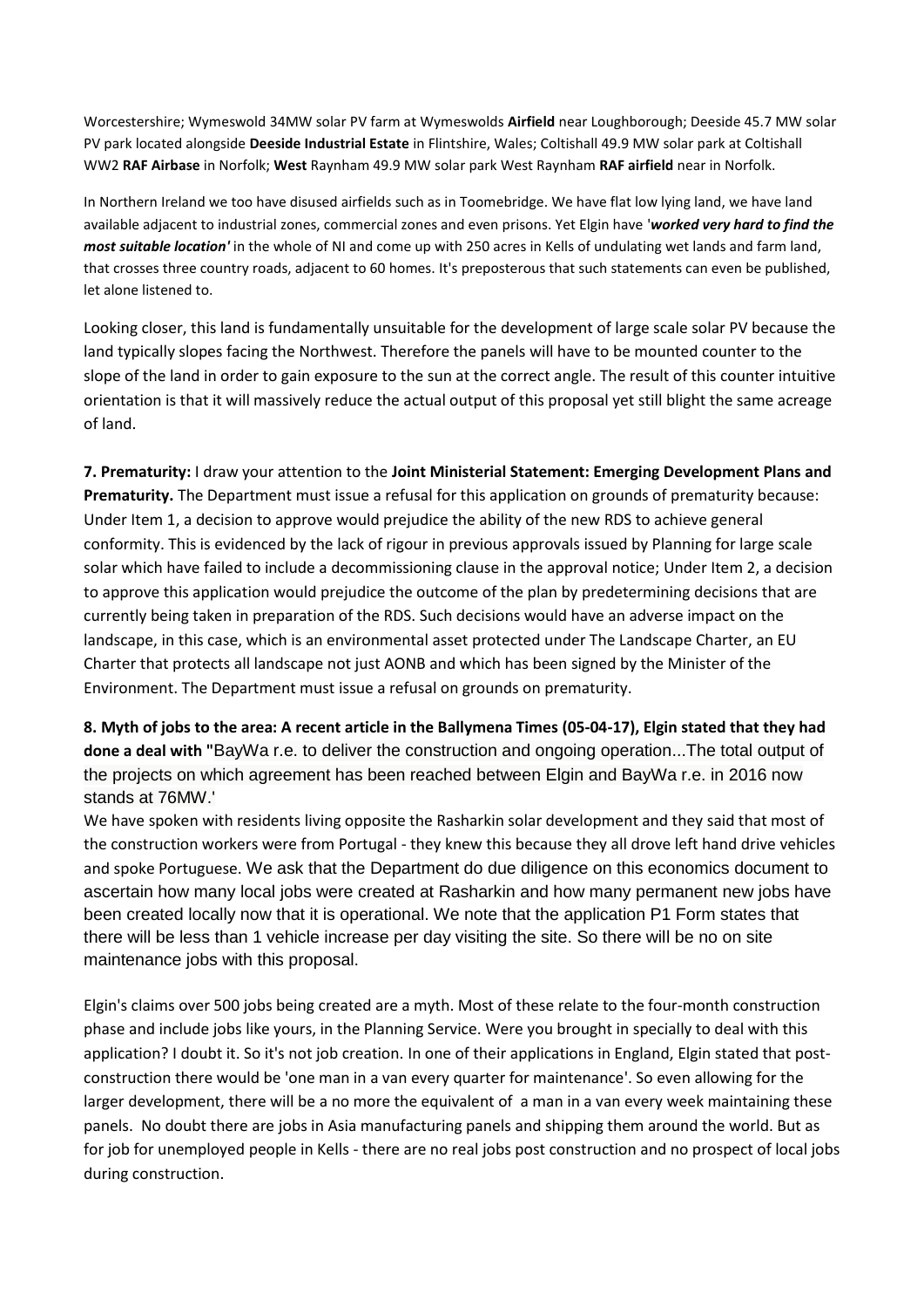Worcestershire; Wymeswold 34MW solar PV farm at Wymeswolds **Airfield** near Loughborough; Deeside 45.7 MW solar PV park located alongside **Deeside Industrial Estate** in Flintshire, Wales; Coltishall 49.9 MW solar park at Coltishall WW2 **RAF Airbase** in Norfolk; **West** Raynham 49.9 MW solar park West Raynham **RAF airfield** near in Norfolk.

In Northern Ireland we too have disused airfields such as in Toomebridge. We have flat low lying land, we have land available adjacent to industrial zones, commercial zones and even prisons. Yet Elgin have '***worked very hard to find the most suitable location'*** in the whole of NI and come up with 250 acres in Kells of undulating wet lands and farm land, that crosses three country roads, adjacent to 60 homes. It's preposterous that such statements can even be published, let alone listened to.

Looking closer, this land is fundamentally unsuitable for the development of large scale solar PV because the land typically slopes facing the Northwest. Therefore the panels will have to be mounted counter to the slope of the land in order to gain exposure to the sun at the correct angle. The result of this counter intuitive orientation is that it will massively reduce the actual output of this proposal yet still blight the same acreage of land.

**7. Prematurity:** I draw your attention to the **Joint Ministerial Statement: Emerging Development Plans and Prematurity.** The Department must issue a refusal for this application on grounds of prematurity because: Under Item 1, a decision to approve would prejudice the ability of the new RDS to achieve general conformity. This is evidenced by the lack of rigour in previous approvals issued by Planning for large scale solar which have failed to include a decommissioning clause in the approval notice; Under Item 2, a decision to approve this application would prejudice the outcome of the plan by predetermining decisions that are currently being taken in preparation of the RDS. Such decisions would have an adverse impact on the landscape, in this case, which is an environmental asset protected under The Landscape Charter, an EU Charter that protects all landscape not just AONB and which has been signed by the Minister of the Environment. The Department must issue a refusal on grounds on prematurity.

**8. Myth of jobs to the area: A recent article in the Ballymena Times (05-04-17), Elgin stated that they had done a deal with "**BayWa r.e. to deliver the construction and ongoing operation...The total output of the projects on which agreement has been reached between Elgin and BayWa r.e. in 2016 now stands at 76MW.'

We have spoken with residents living opposite the Rasharkin solar development and they said that most of the construction workers were from Portugal - they knew this because they all drove left hand drive vehicles and spoke Portuguese. We ask that the Department do due diligence on this economics document to ascertain how many local jobs were created at Rasharkin and how many permanent new jobs have been created locally now that it is operational. We note that the application P1 Form states that there will be less than 1 vehicle increase per day visiting the site. So there will be no on site maintenance jobs with this proposal.

Elgin's claims over 500 jobs being created are a myth. Most of these relate to the four-month construction phase and include jobs like yours, in the Planning Service. Were you brought in specially to deal with this application? I doubt it. So it's not job creation. In one of their applications in England, Elgin stated that post-construction there would be 'one man in a van every quarter for maintenance'. So even allowing for the larger development, there will be a no more the equivalent of a man in a van every week maintaining these panels. No doubt there are jobs in Asia manufacturing panels and shipping them around the world. But as for job for unemployed people in Kells - there are no real jobs post construction and no prospect of local jobs during construction.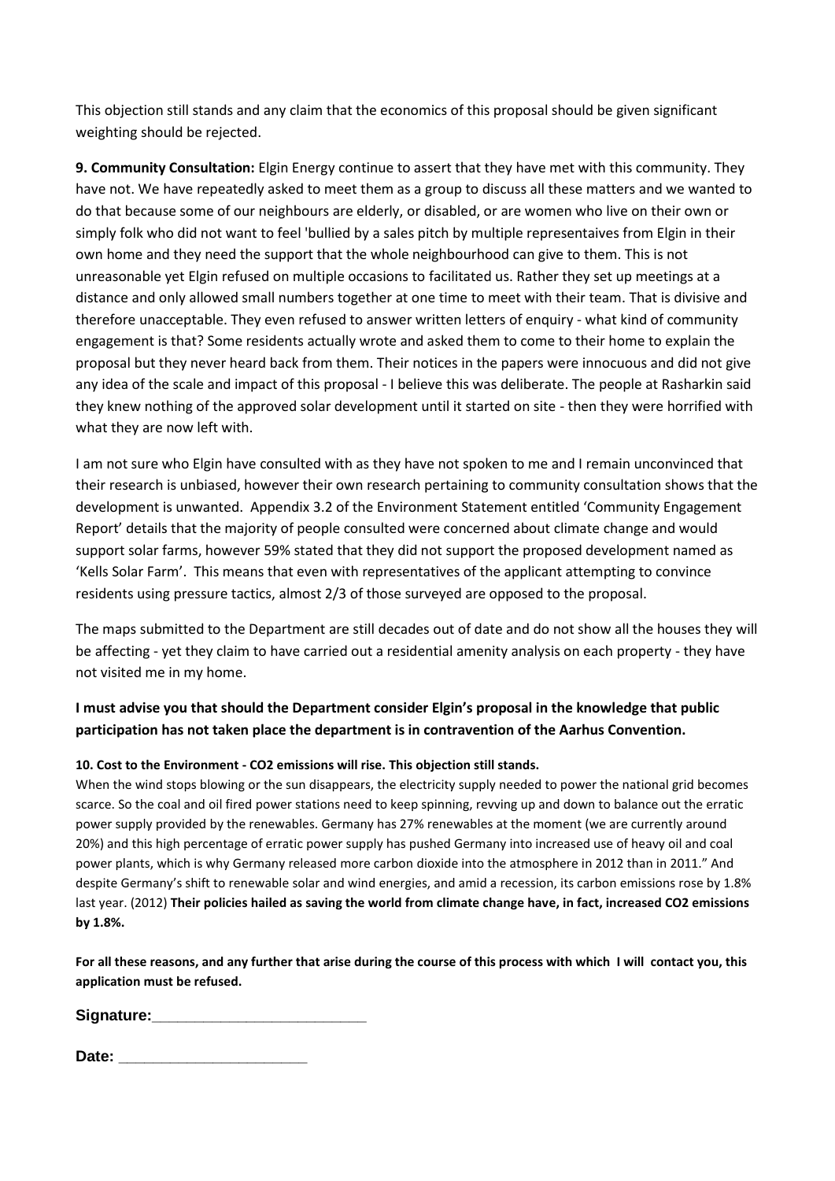This objection still stands and any claim that the economics of this proposal should be given significant weighting should be rejected.

**9. Community Consultation:** Elgin Energy continue to assert that they have met with this community. They have not. We have repeatedly asked to meet them as a group to discuss all these matters and we wanted to do that because some of our neighbours are elderly, or disabled, or are women who live on their own or simply folk who did not want to feel 'bullied by a sales pitch by multiple representaives from Elgin in their own home and they need the support that the whole neighbourhood can give to them. This is not unreasonable yet Elgin refused on multiple occasions to facilitated us. Rather they set up meetings at a distance and only allowed small numbers together at one time to meet with their team. That is divisive and therefore unacceptable. They even refused to answer written letters of enquiry - what kind of community engagement is that? Some residents actually wrote and asked them to come to their home to explain the proposal but they never heard back from them. Their notices in the papers were innocuous and did not give any idea of the scale and impact of this proposal - I believe this was deliberate. The people at Rasharkin said they knew nothing of the approved solar development until it started on site - then they were horrified with what they are now left with.

I am not sure who Elgin have consulted with as they have not spoken to me and I remain unconvinced that their research is unbiased, however their own research pertaining to community consultation shows that the development is unwanted. Appendix 3.2 of the Environment Statement entitled 'Community Engagement Report' details that the majority of people consulted were concerned about climate change and would support solar farms, however 59% stated that they did not support the proposed development named as 'Kells Solar Farm'. This means that even with representatives of the applicant attempting to convince residents using pressure tactics, almost 2/3 of those surveyed are opposed to the proposal.

The maps submitted to the Department are still decades out of date and do not show all the houses they will be affecting - yet they claim to have carried out a residential amenity analysis on each property - they have not visited me in my home.

**I must advise you that should the Department consider Elgin's proposal in the knowledge that public participation has not taken place the department is in contravention of the Aarhus Convention.**

**10. Cost to the Environment - CO2 emissions will rise. This objection still stands.**

When the wind stops blowing or the sun disappears, the electricity supply needed to power the national grid becomes scarce. So the coal and oil fired power stations need to keep spinning, revving up and down to balance out the erratic power supply provided by the renewables. Germany has 27% renewables at the moment (we are currently around 20%) and this high percentage of erratic power supply has pushed Germany into increased use of heavy oil and coal power plants, which is why Germany released more carbon dioxide into the atmosphere in 2012 than in 2011." And despite Germany's shift to renewable solar and wind energies, and amid a recession, its carbon emissions rose by 1.8% last year. (2012) **Their policies hailed as saving the world from climate change have, in fact, increased CO2 emissions by 1.8%.**

**For all these reasons, and any further that arise during the course of this process with which I will contact you, this application must be refused.**

**Signature:**\_\_\_\_\_\_\_\_\_\_\_\_\_\_\_\_\_\_\_\_\_\_\_\_\_

**Date:** \_\_\_\_\_\_\_\_\_\_\_\_\_\_\_\_\_\_\_\_\_\_